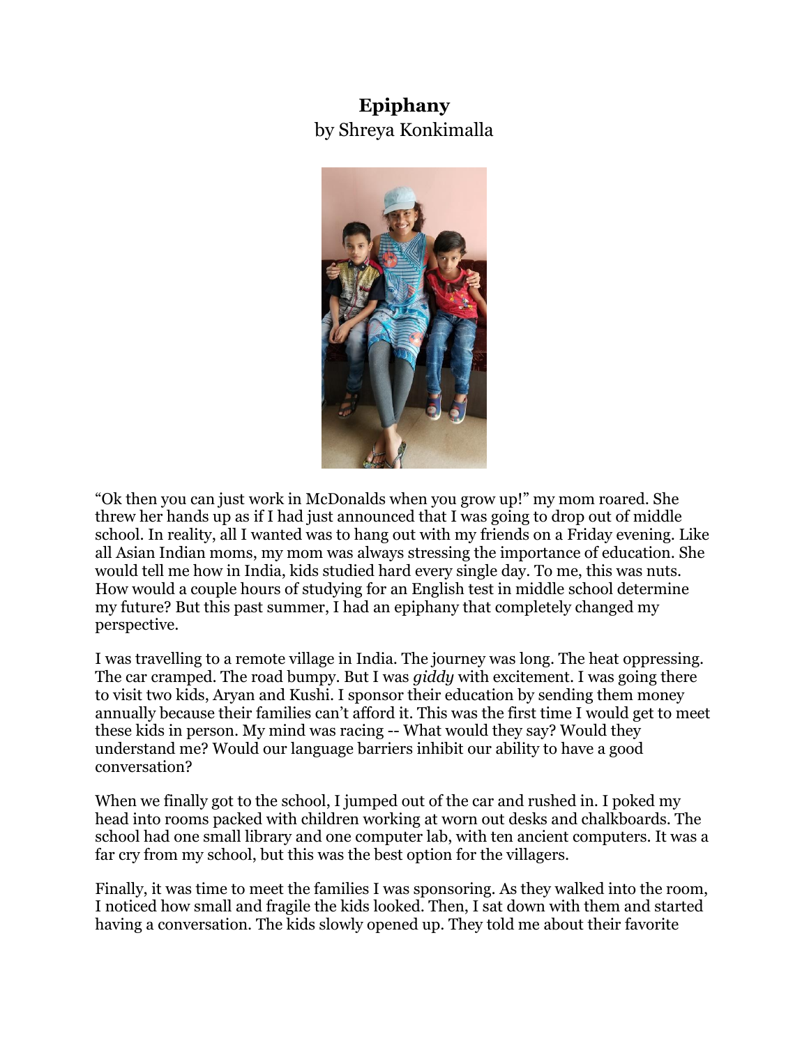# Epiphany

by Shreya Konkimalla

“Ok then you can just work in McDonalds when you grow up!” my mom roared. She threw her hands up as if I had just announced that I was going to drop out of middle school. In reality, all I wanted was to hang out with my friends on a Friday evening. Like all Asian Indian moms, my mom was always stressing the importance of education. She would tell me how in India, kids studied hard every single day. To me, this was nuts. How would a couple hours of studying for an English test in middle school determine my future? But this past summer, I had an epiphany that completely changed my perspective.

I was travelling to a remote village in India. The journey was long. The heat oppressing. The car cramped. The road bumpy. But I was *giddy* with excitement. I was going there to visit two kids, Aryan and Kushi. I sponsor their education by sending them money annually because their families can’t afford it. This was the first time I would get to meet these kids in person. My mind was racing -- What would they say? Would they understand me? Would our language barriers inhibit our ability to have a good conversation?

When we finally got to the school, I jumped out of the car and rushed in. I poked my head into rooms packed with children working at worn out desks and chalkboards. The school had one small library and one computer lab, with ten ancient computers. It was a far cry from my school, but this was the best option for the villagers.

Finally, it was time to meet the families I was sponsoring. As they walked into the room, I noticed how small and fragile the kids looked. Then, I sat down with them and started having a conversation. The kids slowly opened up. They told me about their favorite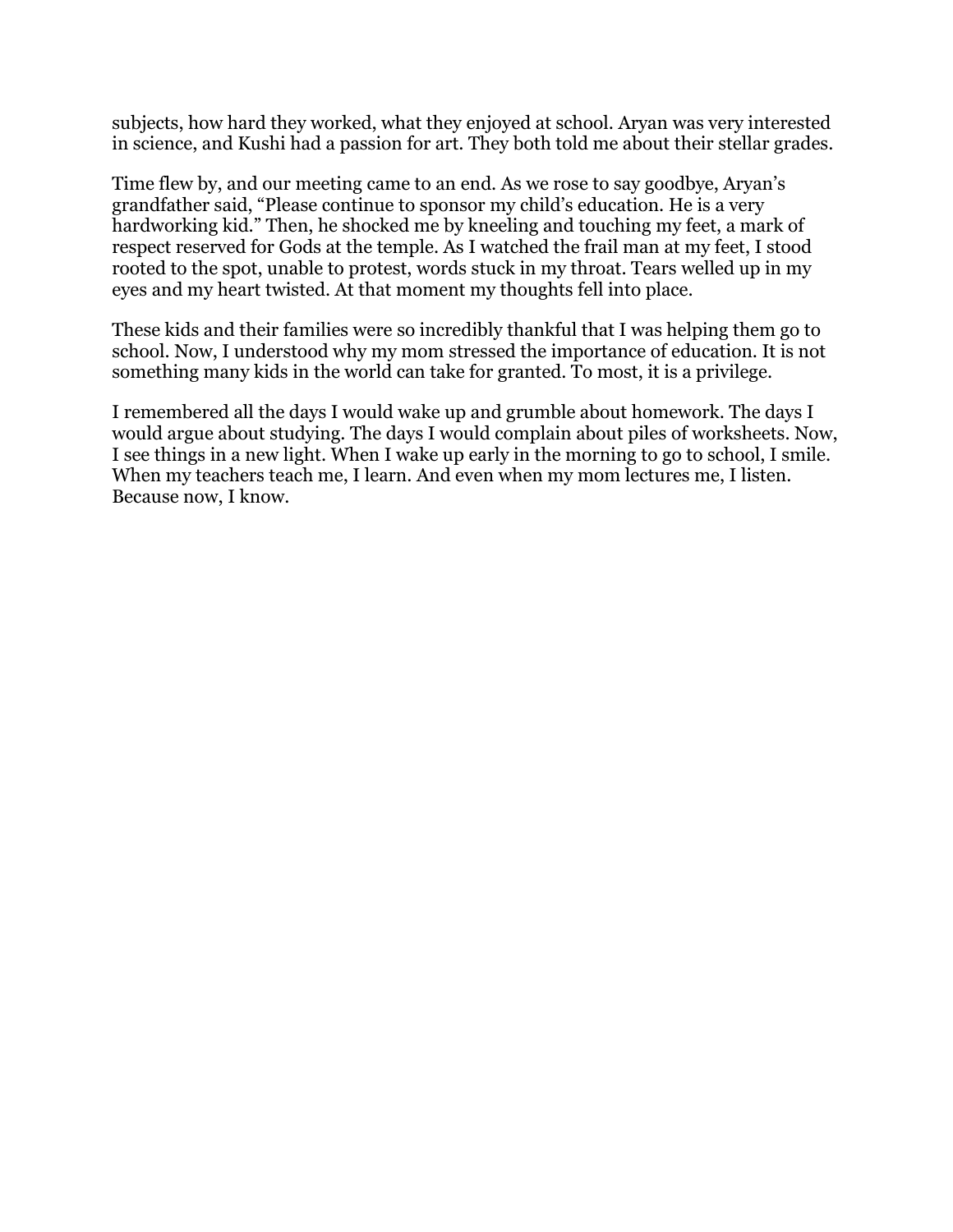subjects, how hard they worked, what they enjoyed at school. Aryan was very interested in science, and Kushi had a passion for art. They both told me about their stellar grades.

Time flew by, and our meeting came to an end. As we rose to say goodbye, Aryan's grandfather said, "Please continue to sponsor my child's education. He is a very hardworking kid." Then, he shocked me by kneeling and touching my feet, a mark of respect reserved for Gods at the temple. As I watched the frail man at my feet, I stood rooted to the spot, unable to protest, words stuck in my throat. Tears welled up in my eyes and my heart twisted. At that moment my thoughts fell into place.

These kids and their families were so incredibly thankful that I was helping them go to school. Now, I understood why my mom stressed the importance of education. It is not something many kids in the world can take for granted. To most, it is a privilege.

I remembered all the days I would wake up and grumble about homework. The days I would argue about studying. The days I would complain about piles of worksheets. Now, I see things in a new light. When I wake up early in the morning to go to school, I smile. When my teachers teach me, I learn. And even when my mom lectures me, I listen. Because now, I know.